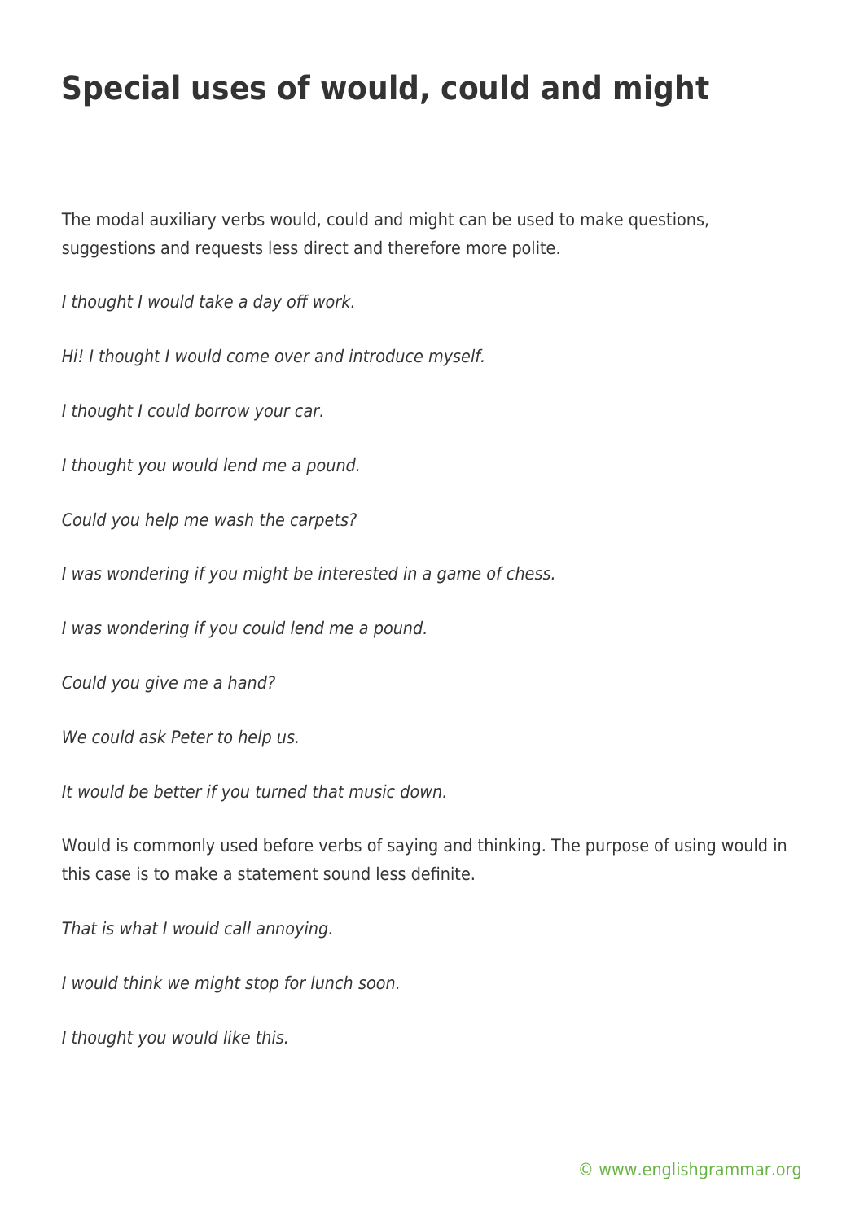# Special uses of would, could and might

The modal auxiliary verbs would, could and might can be used to make questions, suggestions and requests less direct and therefore more polite.

*I thought I would take a day off work.*

*Hi! I thought I would come over and introduce myself.*

*I thought I could borrow your car.*

*I thought you would lend me a pound.*

*Could you help me wash the carpets?*

*I was wondering if you might be interested in a game of chess.*

*I was wondering if you could lend me a pound.*

*Could you give me a hand?*

*We could ask Peter to help us.*

*It would be better if you turned that music down.*

Would is commonly used before verbs of saying and thinking. The purpose of using would in this case is to make a statement sound less definite.

*That is what I would call annoying.*

*I would think we might stop for lunch soon.*

*I thought you would like this.*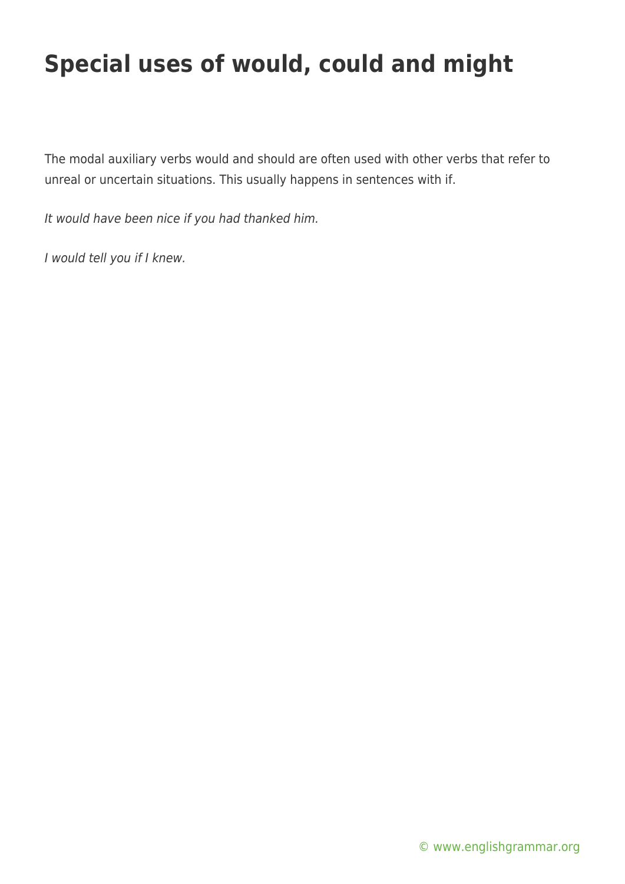# Special uses of would, could and might

The modal auxiliary verbs would and should are often used with other verbs that refer to unreal or uncertain situations. This usually happens in sentences with if.

*It would have been nice if you had thanked him.*

*I would tell you if I knew.*